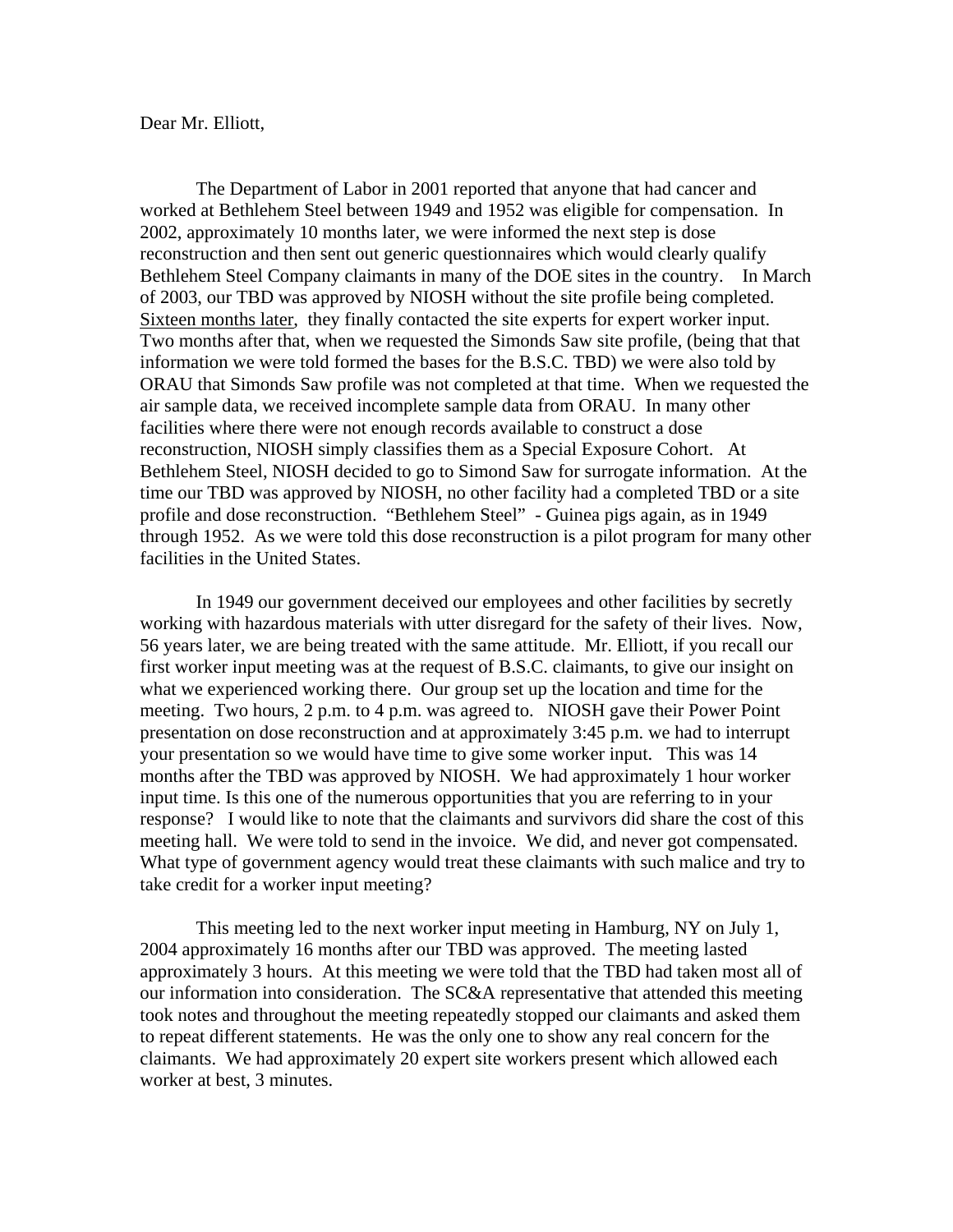Dear Mr. Elliott,

The Department of Labor in 2001 reported that anyone that had cancer and worked at Bethlehem Steel between 1949 and 1952 was eligible for compensation. In 2002, approximately 10 months later, we were informed the next step is dose reconstruction and then sent out generic questionnaires which would clearly qualify Bethlehem Steel Company claimants in many of the DOE sites in the country. In March of 2003, our TBD was approved by NIOSH without the site profile being completed. Sixteen months later, they finally contacted the site experts for expert worker input. Two months after that, when we requested the Simonds Saw site profile, (being that that information we were told formed the bases for the B.S.C. TBD) we were also told by ORAU that Simonds Saw profile was not completed at that time. When we requested the air sample data, we received incomplete sample data from ORAU. In many other facilities where there were not enough records available to construct a dose reconstruction, NIOSH simply classifies them as a Special Exposure Cohort. At Bethlehem Steel, NIOSH decided to go to Simond Saw for surrogate information. At the time our TBD was approved by NIOSH, no other facility had a completed TBD or a site profile and dose reconstruction. "Bethlehem Steel" - Guinea pigs again, as in 1949 through 1952. As we were told this dose reconstruction is a pilot program for many other facilities in the United States.

In 1949 our government deceived our employees and other facilities by secretly working with hazardous materials with utter disregard for the safety of their lives. Now, 56 years later, we are being treated with the same attitude. Mr. Elliott, if you recall our first worker input meeting was at the request of B.S.C. claimants, to give our insight on what we experienced working there. Our group set up the location and time for the meeting. Two hours, 2 p.m. to 4 p.m. was agreed to. NIOSH gave their Power Point presentation on dose reconstruction and at approximately 3:45 p.m. we had to interrupt your presentation so we would have time to give some worker input. This was 14 months after the TBD was approved by NIOSH. We had approximately 1 hour worker input time. Is this one of the numerous opportunities that you are referring to in your response? I would like to note that the claimants and survivors did share the cost of this meeting hall. We were told to send in the invoice. We did, and never got compensated. What type of government agency would treat these claimants with such malice and try to take credit for a worker input meeting?

This meeting led to the next worker input meeting in Hamburg, NY on July 1, 2004 approximately 16 months after our TBD was approved. The meeting lasted approximately 3 hours. At this meeting we were told that the TBD had taken most all of our information into consideration. The SC&A representative that attended this meeting took notes and throughout the meeting repeatedly stopped our claimants and asked them to repeat different statements. He was the only one to show any real concern for the claimants. We had approximately 20 expert site workers present which allowed each worker at best, 3 minutes.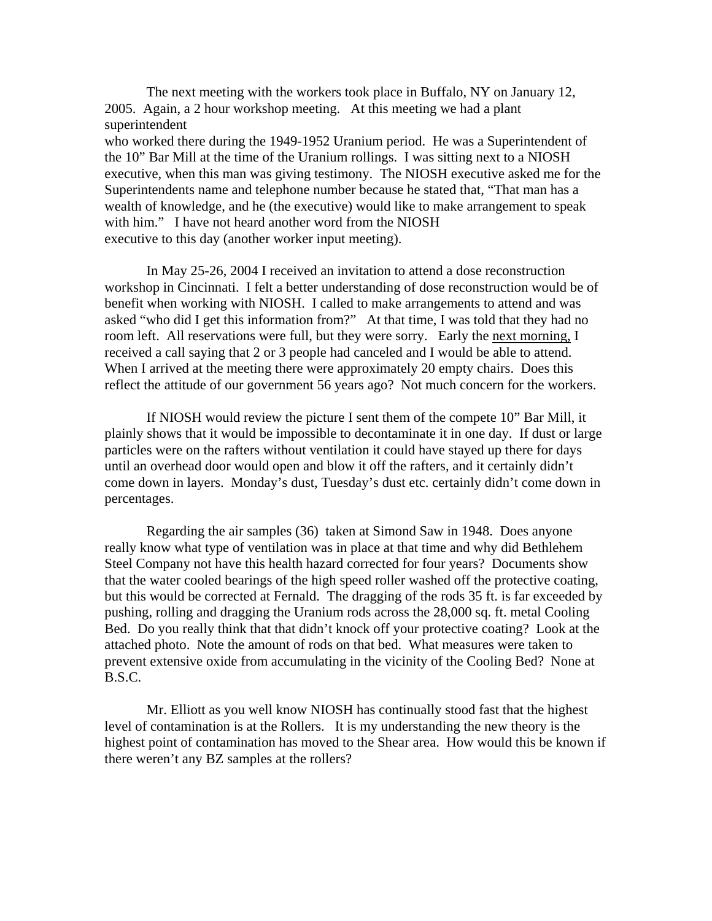The next meeting with the workers took place in Buffalo, NY on January 12, 2005. Again, a 2 hour workshop meeting. At this meeting we had a plant superintendent who worked there during the 1949-1952 Uranium period. He was a Superintendent of the 10" Bar Mill at the time of the Uranium rollings. I was sitting next to a NIOSH executive, when this man was giving testimony. The NIOSH executive asked me for the Superintendents name and telephone number because he stated that, "That man has a wealth of knowledge, and he (the executive) would like to make arrangement to speak with him." I have not heard another word from the NIOSH executive to this day (another worker input meeting).

In May 25-26, 2004 I received an invitation to attend a dose reconstruction workshop in Cincinnati. I felt a better understanding of dose reconstruction would be of benefit when working with NIOSH. I called to make arrangements to attend and was asked "who did I get this information from?" At that time, I was told that they had no room left. All reservations were full, but they were sorry. Early the <u>next morning,</u> I received a call saying that 2 or 3 people had canceled and I would be able to attend. When I arrived at the meeting there were approximately 20 empty chairs. Does this reflect the attitude of our government 56 years ago? Not much concern for the workers.

If NIOSH would review the picture I sent them of the compete 10" Bar Mill, it plainly shows that it would be impossible to decontaminate it in one day. If dust or large particles were on the rafters without ventilation it could have stayed up there for days until an overhead door would open and blow it off the rafters, and it certainly didn't come down in layers. Monday's dust, Tuesday's dust etc. certainly didn't come down in percentages.

Regarding the air samples (36) taken at Simond Saw in 1948. Does anyone really know what type of ventilation was in place at that time and why did Bethlehem Steel Company not have this health hazard corrected for four years? Documents show that the water cooled bearings of the high speed roller washed off the protective coating, but this would be corrected at Fernald. The dragging of the rods 35 ft. is far exceeded by pushing, rolling and dragging the Uranium rods across the 28,000 sq. ft. metal Cooling Bed. Do you really think that that didn't knock off your protective coating? Look at the attached photo. Note the amount of rods on that bed. What measures were taken to prevent extensive oxide from accumulating in the vicinity of the Cooling Bed? None at B.S.C.

Mr. Elliott as you well know NIOSH has continually stood fast that the highest level of contamination is at the Rollers. It is my understanding the new theory is the highest point of contamination has moved to the Shear area. How would this be known if there weren't any BZ samples at the rollers?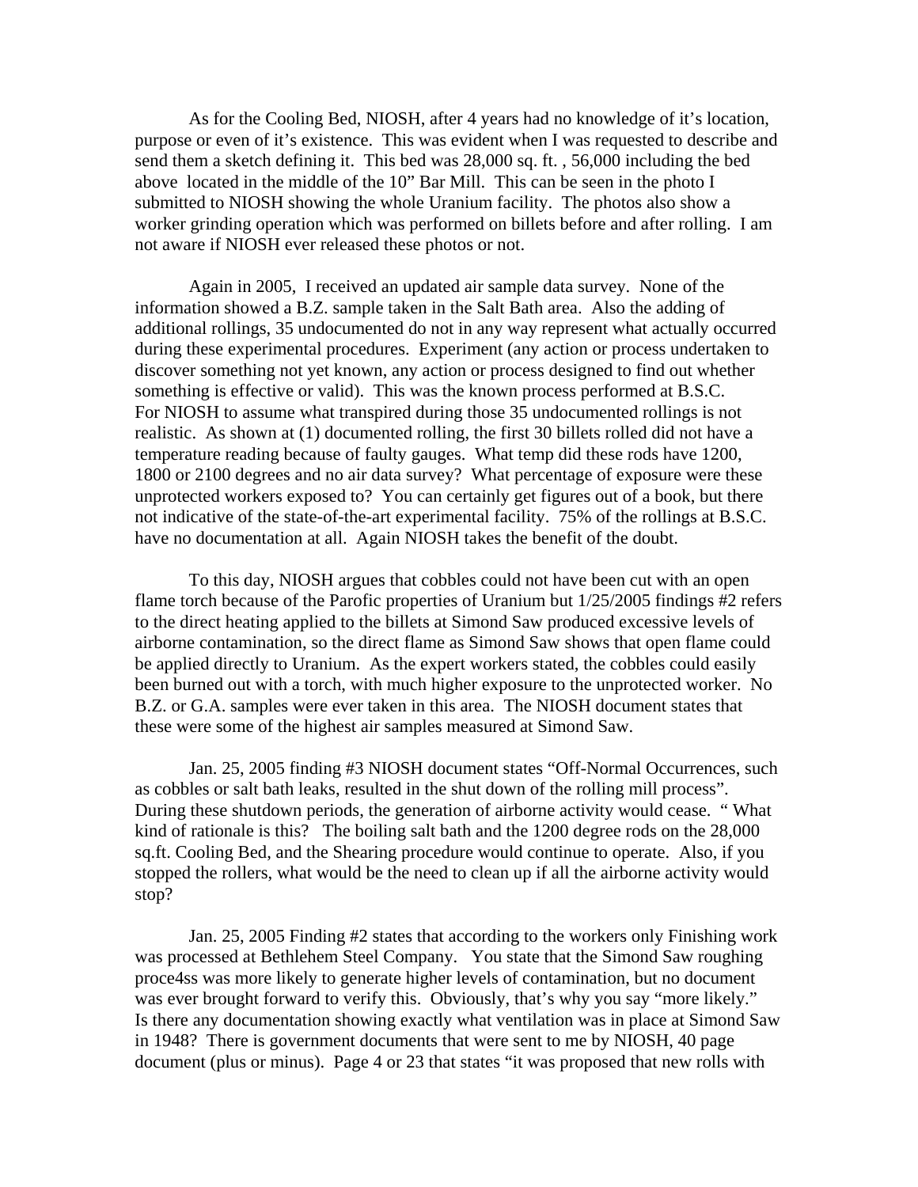As for the Cooling Bed, NIOSH, after 4 years had no knowledge of it's location, purpose or even of it's existence. This was evident when I was requested to describe and send them a sketch defining it. This bed was 28,000 sq. ft. , 56,000 including the bed above located in the middle of the 10" Bar Mill. This can be seen in the photo I submitted to NIOSH showing the whole Uranium facility. The photos also show a worker grinding operation which was performed on billets before and after rolling. I am not aware if NIOSH ever released these photos or not.

Again in 2005, I received an updated air sample data survey. None of the information showed a B.Z. sample taken in the Salt Bath area. Also the adding of additional rollings, 35 undocumented do not in any way represent what actually occurred during these experimental procedures. Experiment (any action or process undertaken to discover something not yet known, any action or process designed to find out whether something is effective or valid). This was the known process performed at B.S.C. For NIOSH to assume what transpired during those 35 undocumented rollings is not realistic. As shown at (1) documented rolling, the first 30 billets rolled did not have a temperature reading because of faulty gauges. What temp did these rods have 1200, 1800 or 2100 degrees and no air data survey? What percentage of exposure were these unprotected workers exposed to? You can certainly get figures out of a book, but there not indicative of the state-of-the-art experimental facility. 75% of the rollings at B.S.C. have no documentation at all. Again NIOSH takes the benefit of the doubt.

To this day, NIOSH argues that cobbles could not have been cut with an open flame torch because of the Parofic properties of Uranium but 1/25/2005 findings #2 refers to the direct heating applied to the billets at Simond Saw produced excessive levels of airborne contamination, so the direct flame as Simond Saw shows that open flame could be applied directly to Uranium. As the expert workers stated, the cobbles could easily been burned out with a torch, with much higher exposure to the unprotected worker. No B.Z. or G.A. samples were ever taken in this area. The NIOSH document states that these were some of the highest air samples measured at Simond Saw.

Jan. 25, 2005 finding #3 NIOSH document states "Off-Normal Occurrences, such as cobbles or salt bath leaks, resulted in the shut down of the rolling mill process". During these shutdown periods, the generation of airborne activity would cease. " What kind of rationale is this? The boiling salt bath and the 1200 degree rods on the 28,000 sq.ft. Cooling Bed, and the Shearing procedure would continue to operate. Also, if you stopped the rollers, what would be the need to clean up if all the airborne activity would stop?

Jan. 25, 2005 Finding #2 states that according to the workers only Finishing work was processed at Bethlehem Steel Company. You state that the Simond Saw roughing proce4ss was more likely to generate higher levels of contamination, but no document was ever brought forward to verify this. Obviously, that's why you say "more likely." Is there any documentation showing exactly what ventilation was in place at Simond Saw in 1948? There is government documents that were sent to me by NIOSH, 40 page document (plus or minus). Page 4 or 23 that states "it was proposed that new rolls with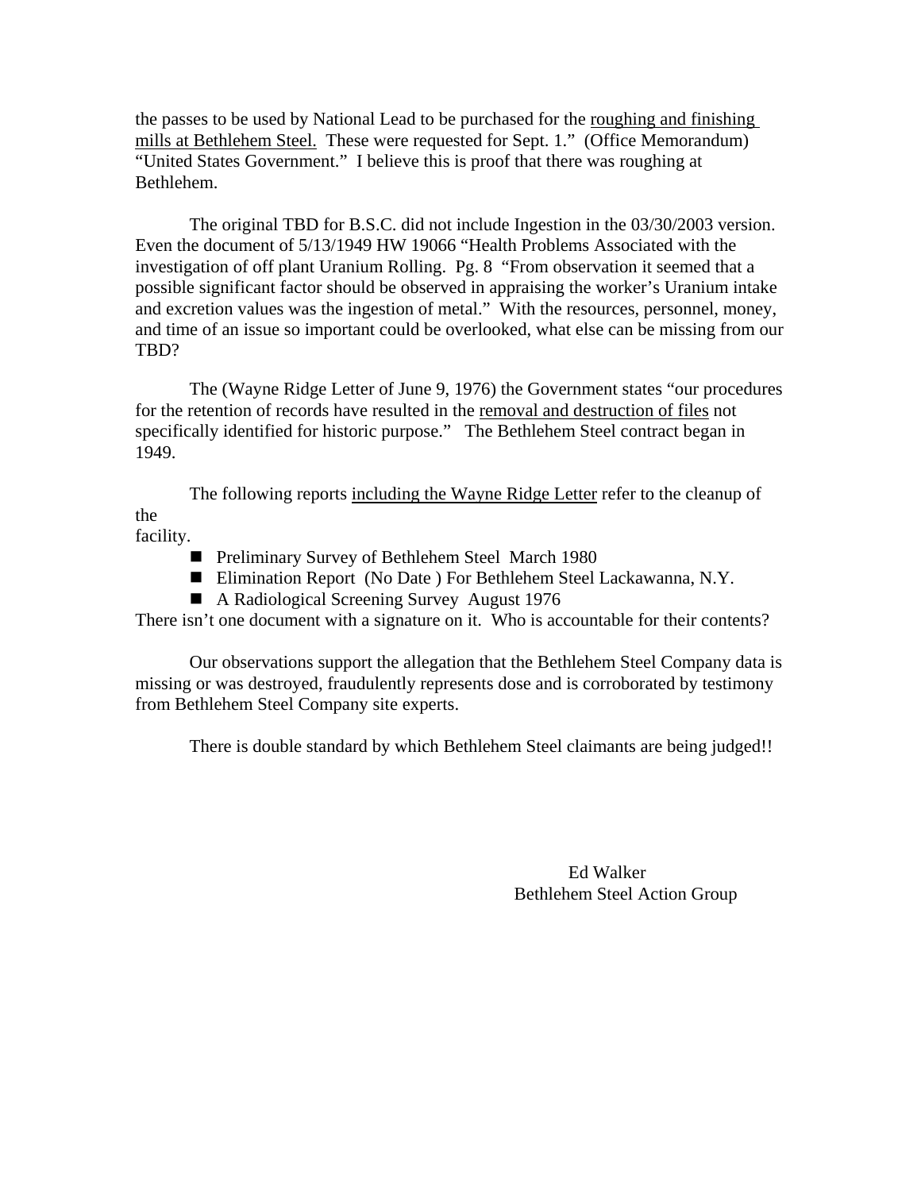the passes to be used by National Lead to be purchased for the <u>roughing and finishing mills at Bethlehem Steel.</u> These were requested for Sept. 1." (Office Memorandum) "United States Government." I believe this is proof that there was roughing at Bethlehem.

The original TBD for B.S.C. did not include Ingestion in the 03/30/2003 version. Even the document of 5/13/1949 HW 19066 "Health Problems Associated with the investigation of off plant Uranium Rolling. Pg. 8 "From observation it seemed that a possible significant factor should be observed in appraising the worker's Uranium intake and excretion values was the ingestion of metal." With the resources, personnel, money, and time of an issue so important could be overlooked, what else can be missing from our TBD?

The (Wayne Ridge Letter of June 9, 1976) the Government states "our procedures for the retention of records have resulted in the <u>removal and destruction of files</u> not specifically identified for historic purpose." The Bethlehem Steel contract began in 1949.

The following reports <u>including the Wayne Ridge Letter</u> refer to the cleanup of the facility.

- Preliminary Survey of Bethlehem Steel March 1980
- Elimination Report (No Date ) For Bethlehem Steel Lackawanna, N.Y.
- A Radiological Screening Survey August 1976

There isn't one document with a signature on it. Who is accountable for their contents?

Our observations support the allegation that the Bethlehem Steel Company data is missing or was destroyed, fraudulently represents dose and is corroborated by testimony from Bethlehem Steel Company site experts.

There is double standard by which Bethlehem Steel claimants are being judged!!

Ed Walker
Bethlehem Steel Action Group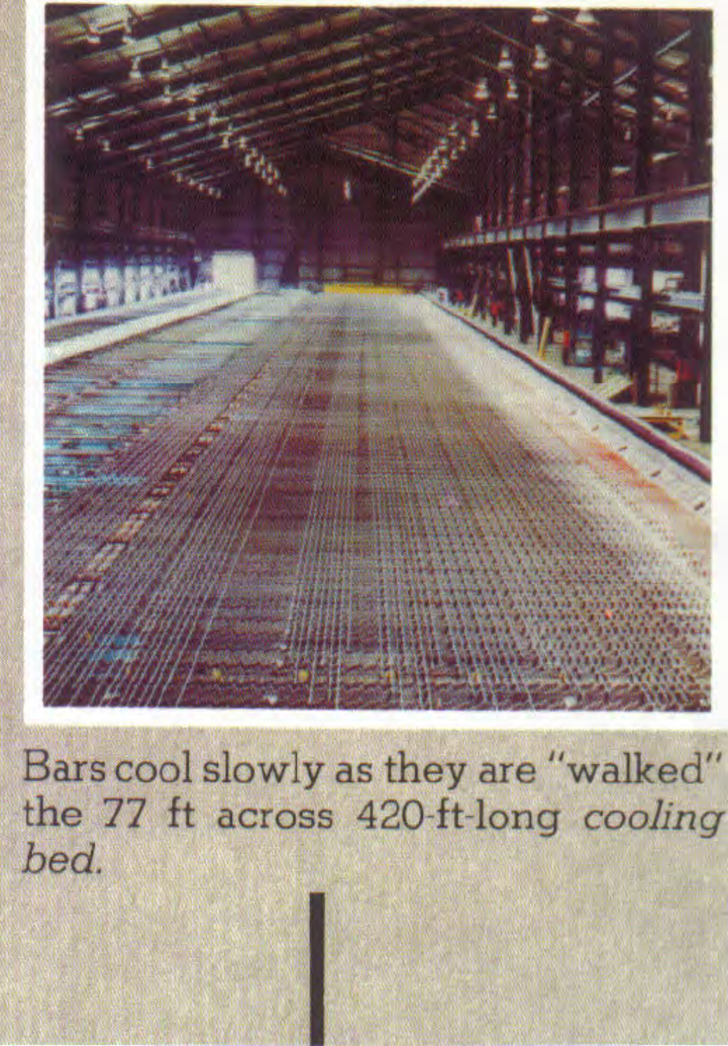Bars cool slowly as they are "walked" the 77 ft across 420-ft-long *cooling bed.*